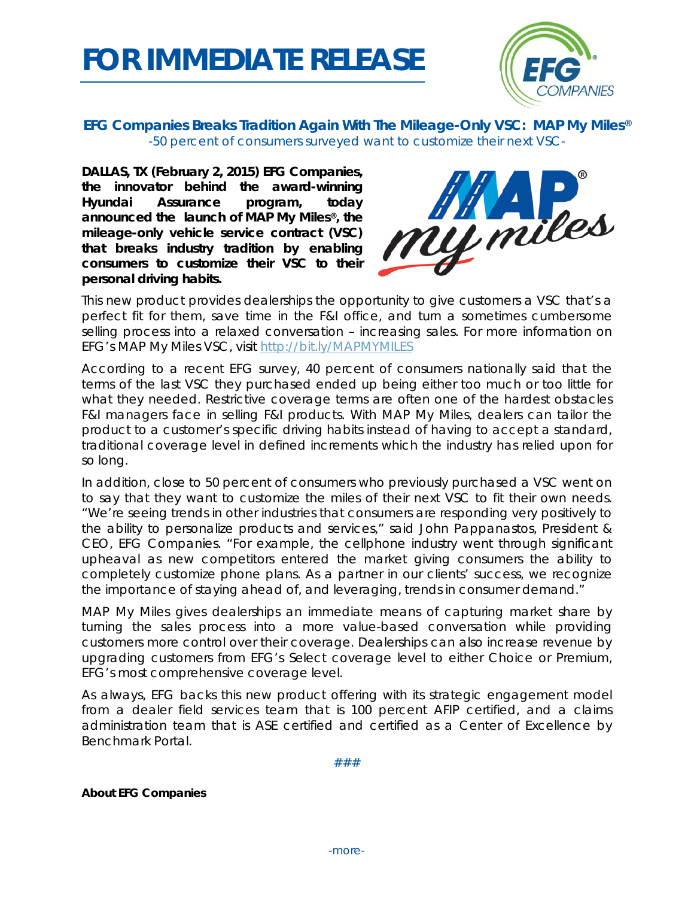# FOR IMMEDIATE RELEASE

## EFG Companies Breaks Tradition Again With The Mileage-Only VSC: MAP My Miles®

*-50 percent of consumers surveyed want to customize their next VSC-*

**DALLAS, TX (February 2, 2015) EFG Companies, the innovator behind the award-winning Hyundai Assurance program, today announced the launch of MAP My Miles®, the mileage-only vehicle service contract (VSC) that breaks industry tradition by enabling consumers to customize their VSC to their personal driving habits.**

This new product provides dealerships the opportunity to give customers a VSC that's a perfect fit for them, save time in the F&I office, and turn a sometimes cumbersome selling process into a relaxed conversation – increasing sales. For more information on EFG's MAP My Miles VSC, visit http://bit.ly/MAPMYMILES

According to a recent EFG survey, 40 percent of consumers nationally said that the terms of the last VSC they purchased ended up being either too much or too little for what they needed. Restrictive coverage terms are often one of the hardest obstacles F&I managers face in selling F&I products. With MAP My Miles, dealers can tailor the product to a customer's specific driving habits instead of having to accept a standard, traditional coverage level in defined increments which the industry has relied upon for so long.

In addition, close to 50 percent of consumers who previously purchased a VSC went on to say that they want to customize the miles of their next VSC to fit their own needs. "We're seeing trends in other industries that consumers are responding very positively to the ability to personalize products and services," said John Pappanastos, President & CEO, EFG Companies. "For example, the cellphone industry went through significant upheaval as new competitors entered the market giving consumers the ability to completely customize phone plans. As a partner in our clients' success, we recognize the importance of staying ahead of, and leveraging, trends in consumer demand."

MAP My Miles gives dealerships an immediate means of capturing market share by turning the sales process into a more value-based conversation while providing customers more control over their coverage. Dealerships can also increase revenue by upgrading customers from EFG's Select coverage level to either Choice or Premium, EFG's most comprehensive coverage level.

As always, EFG backs this new product offering with its strategic engagement model from a dealer field services team that is 100 percent AFIP certified, and a claims administration team that is ASE certified and certified as a Center of Excellence by Benchmark Portal.

###

**About EFG Companies**

-more-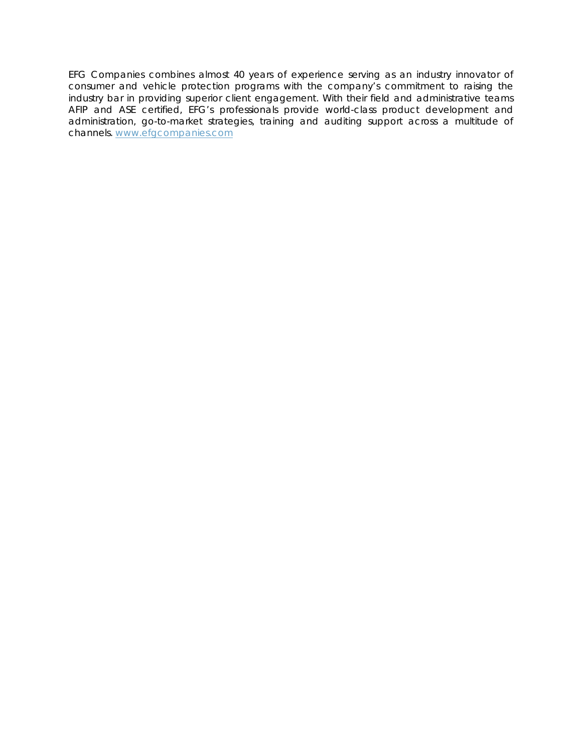EFG Companies combines almost 40 years of experience serving as an industry innovator of consumer and vehicle protection programs with the company's commitment to raising the industry bar in providing superior client engagement. With their field and administrative teams AFIP and ASE certified, EFG's professionals provide world-class product development and administration, go-to-market strategies, training and auditing support across a multitude of channels. [www.efgcompanies.com](http://www.efgcompanies.com)